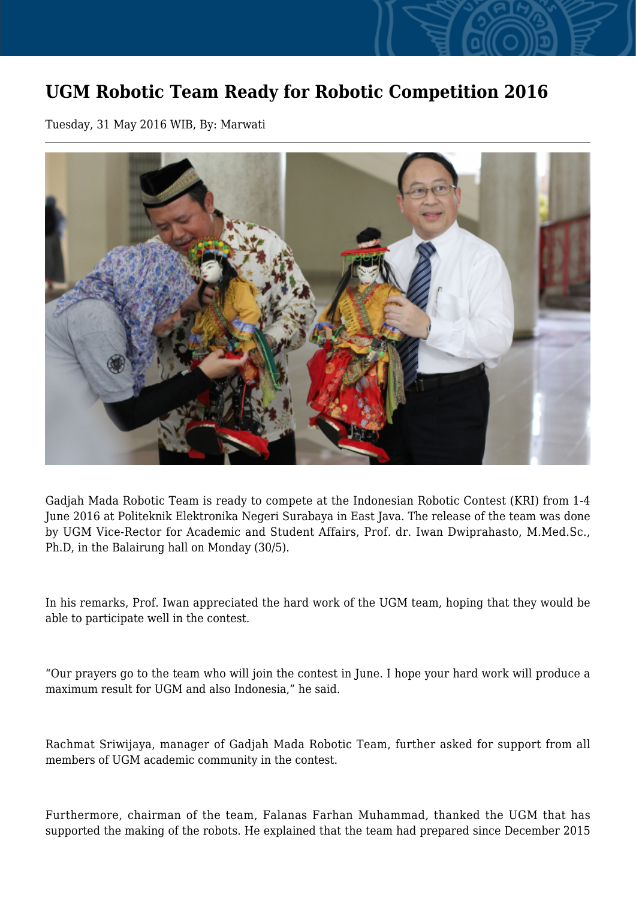# UGM Robotic Team Ready for Robotic Competition 2016

Tuesday, 31 May 2016 WIB, By: Marwati

---

Gadjah Mada Robotic Team is ready to compete at the Indonesian Robotic Contest (KRI) from 1-4 June 2016 at Politeknik Elektronika Negeri Surabaya in East Java. The release of the team was done by UGM Vice-Rector for Academic and Student Affairs, Prof. dr. Iwan Dwiprahasto, M.Med.Sc., Ph.D, in the Balairung hall on Monday (30/5).

In his remarks, Prof. Iwan appreciated the hard work of the UGM team, hoping that they would be able to participate well in the contest.

"Our prayers go to the team who will join the contest in June. I hope your hard work will produce a maximum result for UGM and also Indonesia," he said.

Rachmat Sriwijaya, manager of Gadjah Mada Robotic Team, further asked for support from all members of UGM academic community in the contest.

Furthermore, chairman of the team, Falanas Farhan Muhammad, thanked the UGM that has supported the making of the robots. He explained that the team had prepared since December 2015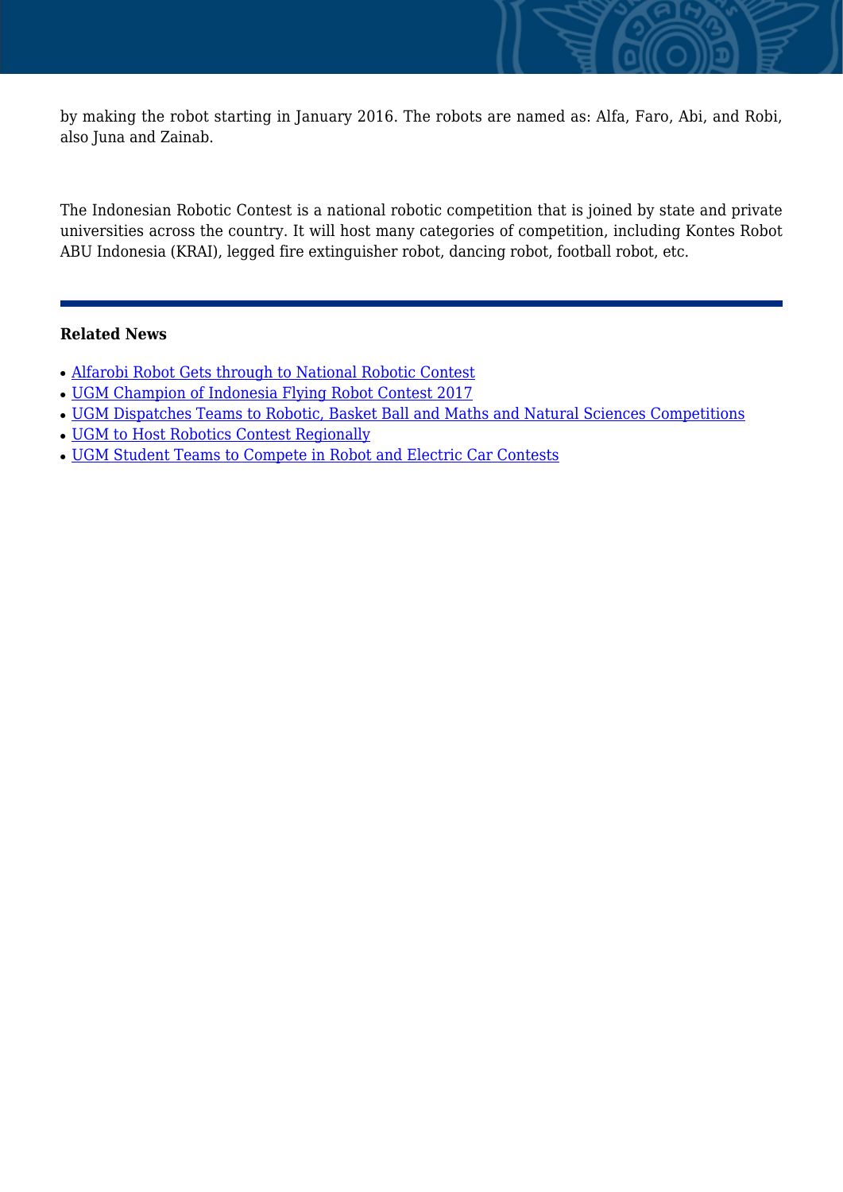by making the robot starting in January 2016. The robots are named as: Alfa, Faro, Abi, and Robi, also Juna and Zainab.

The Indonesian Robotic Contest is a national robotic competition that is joined by state and private universities across the country. It will host many categories of competition, including Kontes Robot ABU Indonesia (KRAI), legged fire extinguisher robot, dancing robot, football robot, etc.

---

**Related News**

- Alfarobi Robot Gets through to National Robotic Contest
- UGM Champion of Indonesia Flying Robot Contest 2017
- UGM Dispatches Teams to Robotic, Basket Ball and Maths and Natural Sciences Competitions
- UGM to Host Robotics Contest Regionally
- UGM Student Teams to Compete in Robot and Electric Car Contests